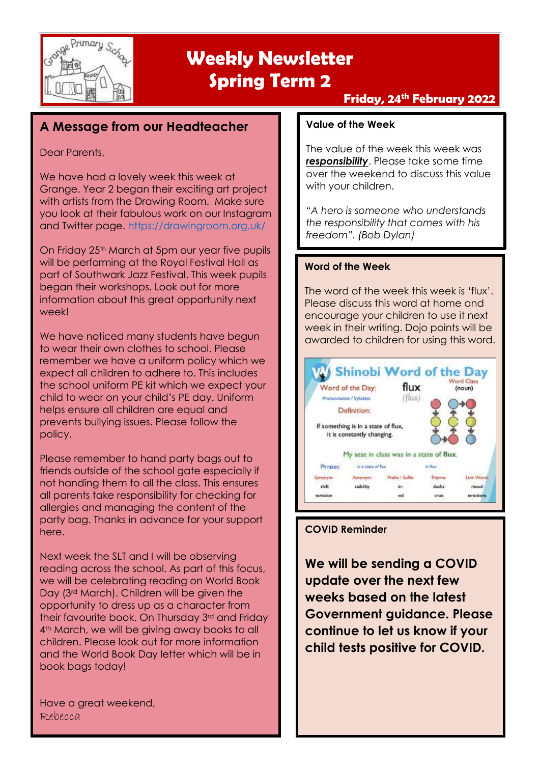# Weekly Newsletter Spring Term 2

**Friday, 24th February 2022**

## A Message from our Headteacher

Dear Parents,

We have had a lovely week this week at Grange. Year 2 began their exciting art project with artists from the Drawing Room. Make sure you look at their fabulous work on our Instagram and Twitter page. https://drawingroom.org.uk/

On Friday 25th March at 5pm our year five pupils will be performing at the Royal Festival Hall as part of Southwark Jazz Festival. This week pupils began their workshops. Look out for more information about this great opportunity next week!

We have noticed many students have begun to wear their own clothes to school. Please remember we have a uniform policy which we expect all children to adhere to. This includes the school uniform PE kit which we expect your child to wear on your child's PE day. Uniform helps ensure all children are equal and prevents bullying issues. Please follow the policy.

Please remember to hand party bags out to friends outside of the school gate especially if not handing them to all the class. This ensures all parents take responsibility for checking for allergies and managing the content of the party bag. Thanks in advance for your support here.

Next week the SLT and I will be observing reading across the school. As part of this focus, we will be celebrating reading on World Book Day (3rd March). Children will be given the opportunity to dress up as a character from their favourite book. On Thursday 3rd and Friday 4th March, we will be giving away books to all children. Please look out for more information and the World Book Day letter which will be in book bags today!

Have a great weekend,

Rebecca

### Value of the Week

The value of the week this week was ***responsibility***. Please take some time over the weekend to discuss this value with your children.

*"A hero is someone who understands the responsibility that comes with his freedom". (Bob Dylan)*

### Word of the Week

The word of the week this week is 'flux'. Please discuss this word at home and encourage your children to use it next week in their writing. Dojo points will be awarded to children for using this word.

**Shinobi Word of the Day**

Word of the Day: **flux**

Word Class (noun)

Pronunciation / Syllables: (flux)

Definition: If something is in a state of flux, it is constantly changing.

My seat in class was in a state of **flux**.

Phrases: in a state of flux; in flux

| Synonym | Antonym | Prefix / Suffix | Rhyme | Link Word |
| --- | --- | --- | --- | --- |
| shift | stability | in- | ducks | mood |
| variation | | -ed | crux | emotions |

### COVID Reminder

**We will be sending a COVID update over the next few weeks based on the latest Government guidance. Please continue to let us know if your child tests positive for COVID.**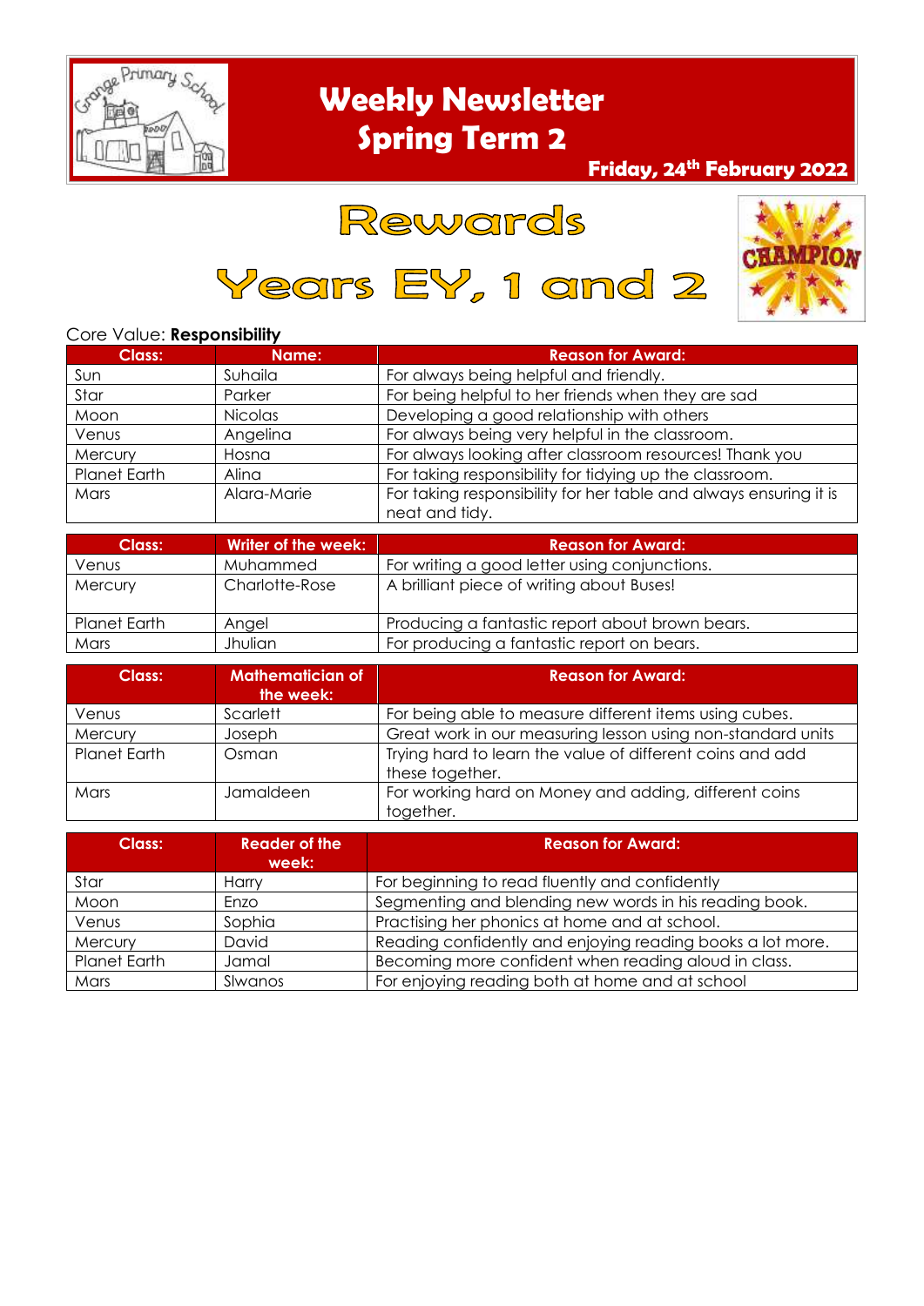# Weekly Newsletter

## Spring Term 2

**Friday, 24th February 2022**

# Rewards

# Years EY, 1 and 2

Core Value: **Responsibility**

| Class: | Name: | Reason for Award: |
|---|---|---|
| Sun | Suhaila | For always being helpful and friendly. |
| Star | Parker | For being helpful to her friends when they are sad |
| Moon | Nicolas | Developing a good relationship with others |
| Venus | Angelina | For always being very helpful in the classroom. |
| Mercury | Hosna | For always looking after classroom resources! Thank you |
| Planet Earth | Alina | For taking responsibility for tidying up the classroom. |
| Mars | Alara-Marie | For taking responsibility for her table and always ensuring it is neat and tidy. |

| Class: | Writer of the week: | Reason for Award: |
|---|---|---|
| Venus | Muhammed | For writing a good letter using conjunctions. |
| Mercury | Charlotte-Rose | A brilliant piece of writing about Buses! |
| Planet Earth | Angel | Producing a fantastic report about brown bears. |
| Mars | Jhulian | For producing a fantastic report on bears. |

| Class: | Mathematician of the week: | Reason for Award: |
|---|---|---|
| Venus | Scarlett | For being able to measure different items using cubes. |
| Mercury | Joseph | Great work in our measuring lesson using non-standard units |
| Planet Earth | Osman | Trying hard to learn the value of different coins and add these together. |
| Mars | Jamaldeen | For working hard on Money and adding, different coins together. |

| Class: | Reader of the week: | Reason for Award: |
|---|---|---|
| Star | Harry | For beginning to read fluently and confidently |
| Moon | Enzo | Segmenting and blending new words in his reading book. |
| Venus | Sophia | Practising her phonics at home and at school. |
| Mercury | David | Reading confidently and enjoying reading books a lot more. |
| Planet Earth | Jamal | Becoming more confident when reading aloud in class. |
| Mars | Slwanos | For enjoying reading both at home and at school |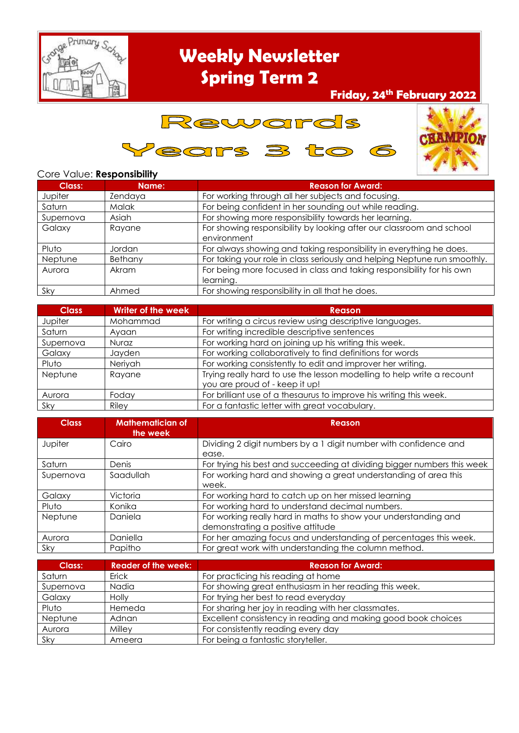# Weekly Newsletter
# Spring Term 2

**Friday, 24th February 2022**

## Rewards
## Years 3 to 6

Core Value: **Responsibility**

| Class: | Name: | Reason for Award: |
|---|---|---|
| Jupiter | Zendaya | For working through all her subjects and focusing. |
| Saturn | Malak | For being confident in her sounding out while reading. |
| Supernova | Asiah | For showing more responsibility towards her learning. |
| Galaxy | Rayane | For showing responsibility by looking after our classroom and school environment |
| Pluto | Jordan | For always showing and taking responsibility in everything he does. |
| Neptune | Bethany | For taking your role in class seriously and helping Neptune run smoothly. |
| Aurora | Akram | For being more focused in class and taking responsibility for his own learning. |
| Sky | Ahmed | For showing responsibility in all that he does. |

| Class | Writer of the week | Reason |
|---|---|---|
| Jupiter | Mohammad | For writing a circus review using descriptive languages. |
| Saturn | Ayaan | For writing incredible descriptive sentences |
| Supernova | Nuraz | For working hard on joining up his writing this week. |
| Galaxy | Jayden | For working collaboratively to find definitions for words |
| Pluto | Neriyah | For working consistently to edit and improver her writing. |
| Neptune | Rayane | Trying really hard to use the lesson modelling to help write a recount you are proud of - keep it up! |
| Aurora | Foday | For brilliant use of a thesaurus to improve his writing this week. |
| Sky | Riley | For a fantastic letter with great vocabulary. |

| Class | Mathematician of the week | Reason |
|---|---|---|
| Jupiter | Cairo | Dividing 2 digit numbers by a 1 digit number with confidence and ease. |
| Saturn | Denis | For trying his best and succeeding at dividing bigger numbers this week |
| Supernova | Saadullah | For working hard and showing a great understanding of area this week. |
| Galaxy | Victoria | For working hard to catch up on her missed learning |
| Pluto | Konika | For working hard to understand decimal numbers. |
| Neptune | Daniela | For working really hard in maths to show your understanding and demonstrating a positive attitude |
| Aurora | Daniella | For her amazing focus and understanding of percentages this week. |
| Sky | Papitho | For great work with understanding the column method. |

| Class: | Reader of the week: | Reason for Award: |
|---|---|---|
| Saturn | Erick | For practicing his reading at home |
| Supernova | Nadia | For showing great enthusiasm in her reading this week. |
| Galaxy | Holly | For trying her best to read everyday |
| Pluto | Hemeda | For sharing her joy in reading with her classmates. |
| Neptune | Adnan | Excellent consistency in reading and making good book choices |
| Aurora | Milley | For consistently reading every day |
| Sky | Ameera | For being a fantastic storyteller. |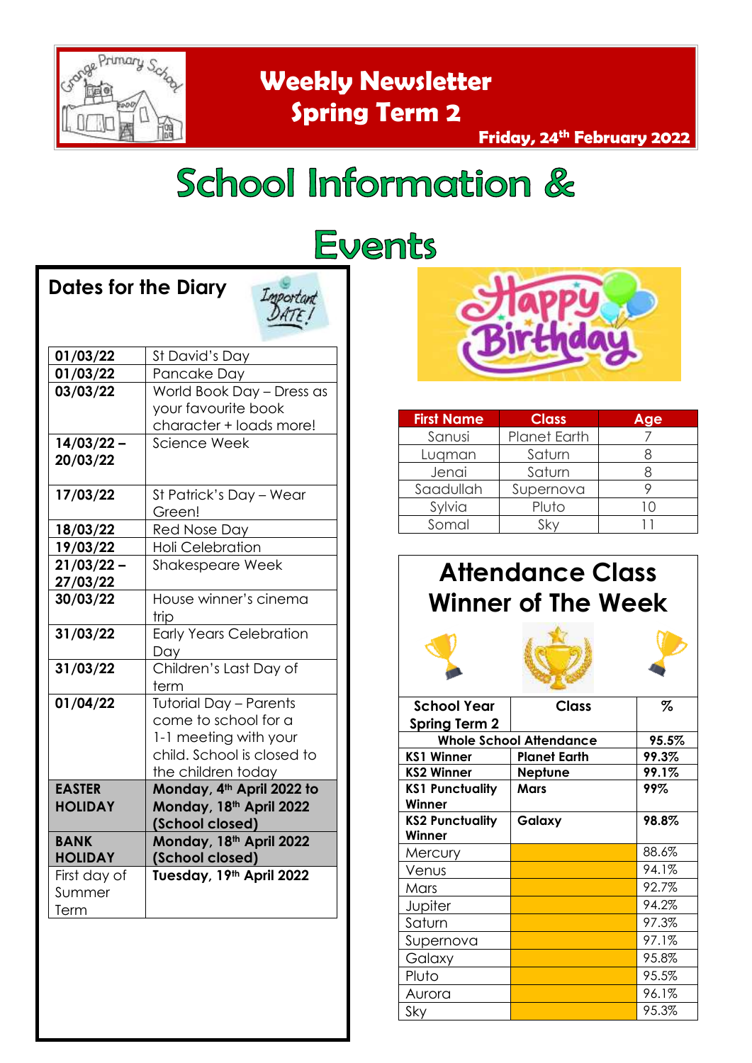# Weekly Newsletter Spring Term 2

**Friday, 24th February 2022**

# School Information & Events

## Dates for the Diary

| | |
|---|---|
| **01/03/22** | St David's Day |
| **01/03/22** | Pancake Day |
| **03/03/22** | World Book Day – Dress as your favourite book character + loads more! |
| **14/03/22 – 20/03/22** | Science Week |
| **17/03/22** | St Patrick's Day – Wear Green! |
| **18/03/22** | Red Nose Day |
| **19/03/22** | Holi Celebration |
| **21/03/22 – 27/03/22** | Shakespeare Week |
| **30/03/22** | House winner's cinema trip |
| **31/03/22** | Early Years Celebration Day |
| **31/03/22** | Children's Last Day of term |
| **01/04/22** | Tutorial Day – Parents come to school for a 1-1 meeting with your child. School is closed to the children today |
| **EASTER HOLIDAY** | **Monday, 4th April 2022 to Monday, 18th April 2022 (School closed)** |
| **BANK HOLIDAY** | **Monday, 18th April 2022 (School closed)** |
| First day of Summer Term | **Tuesday, 19th April 2022** |

## Happy Birthday

| First Name | Class | Age |
|---|---|---|
| Sanusi | Planet Earth | 7 |
| Luqman | Saturn | 8 |
| Jenai | Saturn | 8 |
| Saadullah | Supernova | 9 |
| Sylvia | Pluto | 10 |
| Somal | Sky | 11 |

## Attendance Class Winner of The Week

| School Year Spring Term 2 | Class | % |
|---|---|---|
| **Whole School Attendance** | | **95.5%** |
| **KS1 Winner** | **Planet Earth** | **99.3%** |
| **KS2 Winner** | **Neptune** | **99.1%** |
| **KS1 Punctuality Winner** | **Mars** | **99%** |
| **KS2 Punctuality Winner** | **Galaxy** | **98.8%** |
| Mercury | | 88.6% |
| Venus | | 94.1% |
| Mars | | 92.7% |
| Jupiter | | 94.2% |
| Saturn | | 97.3% |
| Supernova | | 97.1% |
| Galaxy | | 95.8% |
| Pluto | | 95.5% |
| Aurora | | 96.1% |
| Sky | | 95.3% |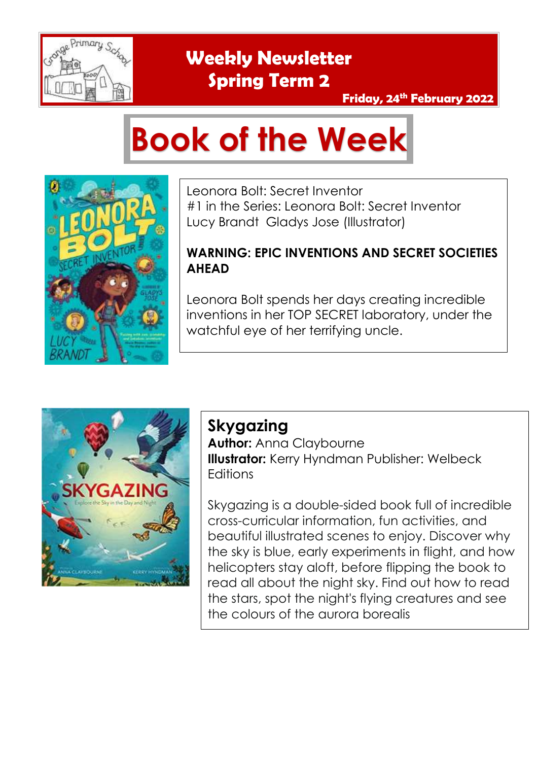# Weekly Newsletter Spring Term 2

**Friday, 24th February 2022**

# Book of the Week

Leonora Bolt: Secret Inventor
#1 in the Series: Leonora Bolt: Secret Inventor
Lucy Brandt  Gladys Jose (Illustrator)

**WARNING: EPIC INVENTIONS AND SECRET SOCIETIES AHEAD**

Leonora Bolt spends her days creating incredible inventions in her TOP SECRET laboratory, under the watchful eye of her terrifying uncle.

## Skygazing

**Author:** Anna Claybourne
**Illustrator:** Kerry Hyndman Publisher: Welbeck Editions

Skygazing is a double-sided book full of incredible cross-curricular information, fun activities, and beautiful illustrated scenes to enjoy. Discover why the sky is blue, early experiments in flight, and how helicopters stay aloft, before flipping the book to read all about the night sky. Find out how to read the stars, spot the night's flying creatures and see the colours of the aurora borealis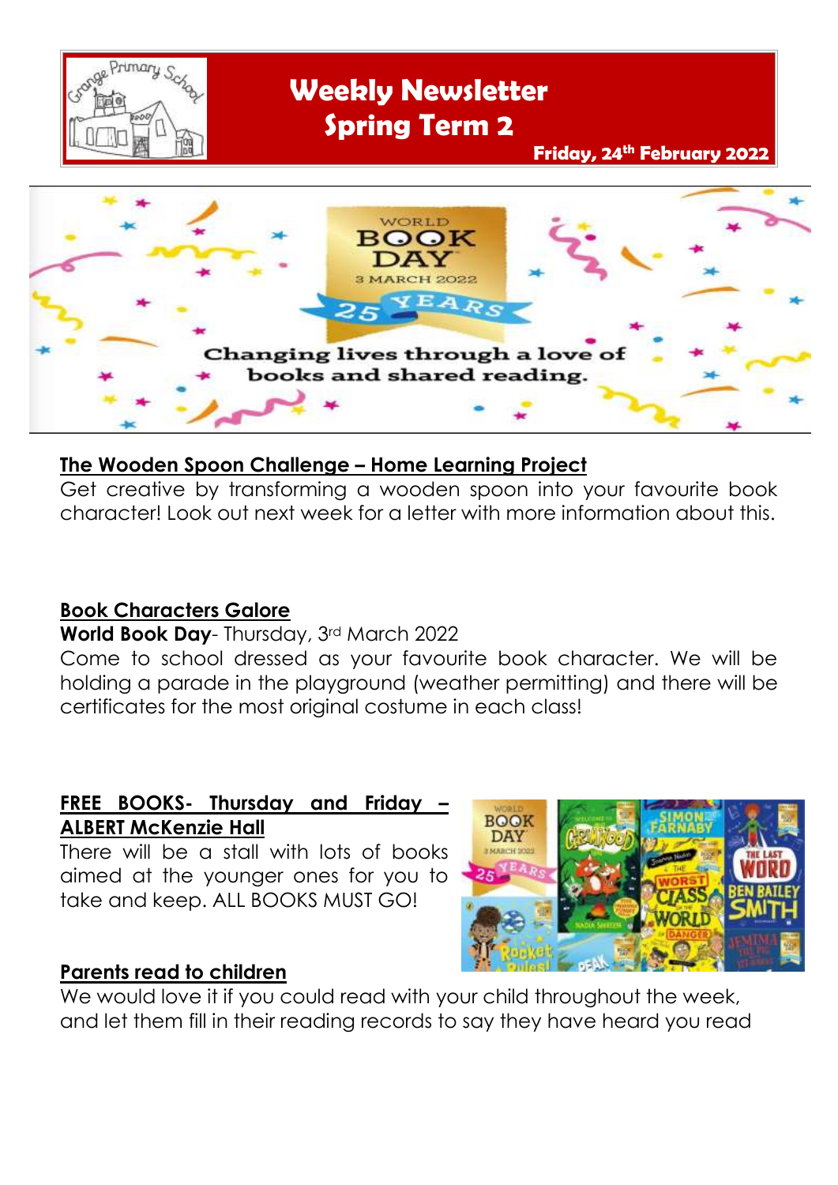# Weekly Newsletter Spring Term 2

**Friday, 24th February 2022**

**The Wooden Spoon Challenge – Home Learning Project**

Get creative by transforming a wooden spoon into your favourite book character! Look out next week for a letter with more information about this.

**Book Characters Galore**

**World Book Day**- Thursday, 3rd March 2022

Come to school dressed as your favourite book character. We will be holding a parade in the playground (weather permitting) and there will be certificates for the most original costume in each class!

**FREE BOOKS- Thursday and Friday – ALBERT McKenzie Hall**

There will be a stall with lots of books aimed at the younger ones for you to take and keep. ALL BOOKS MUST GO!

**Parents read to children**

We would love it if you could read with your child throughout the week, and let them fill in their reading records to say they have heard you read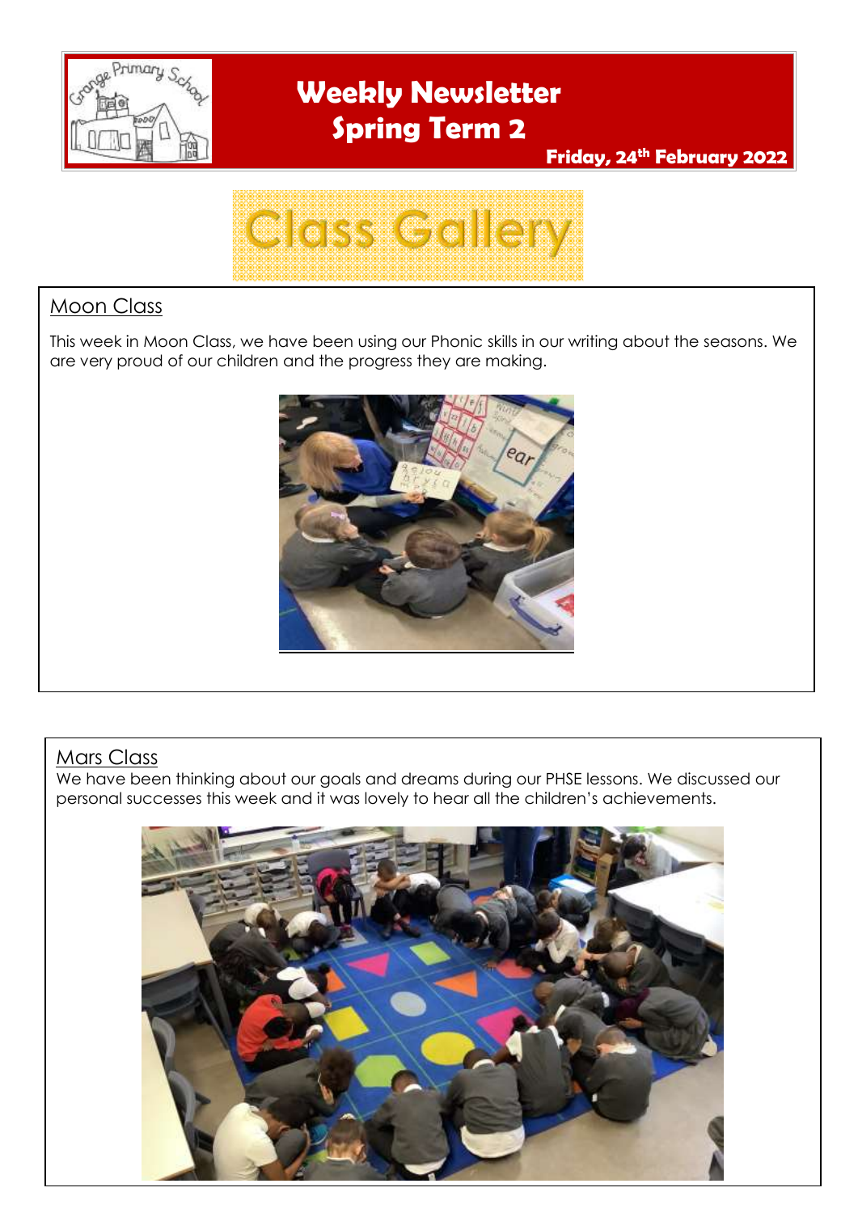# Weekly Newsletter
# Spring Term 2

**Friday, 24th February 2022**

## Class Gallery

### Moon Class

This week in Moon Class, we have been using our Phonic skills in our writing about the seasons. We are very proud of our children and the progress they are making.

### Mars Class

We have been thinking about our goals and dreams during our PHSE lessons. We discussed our personal successes this week and it was lovely to hear all the children's achievements.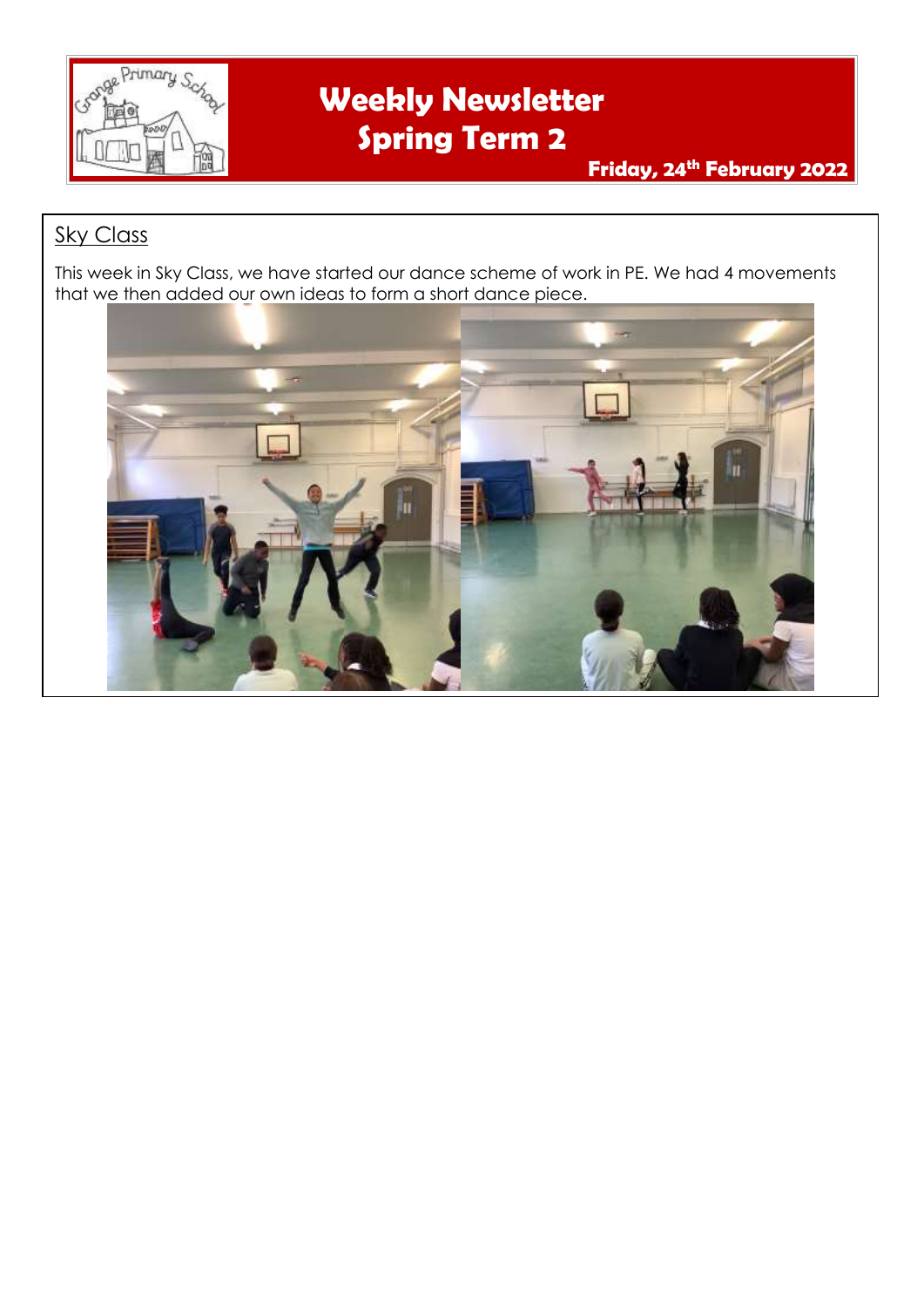# Weekly Newsletter
# Spring Term 2

**Friday, 24th February 2022**

## Sky Class

This week in Sky Class, we have started our dance scheme of work in PE. We had 4 movements that we then added our own ideas to form a short dance piece.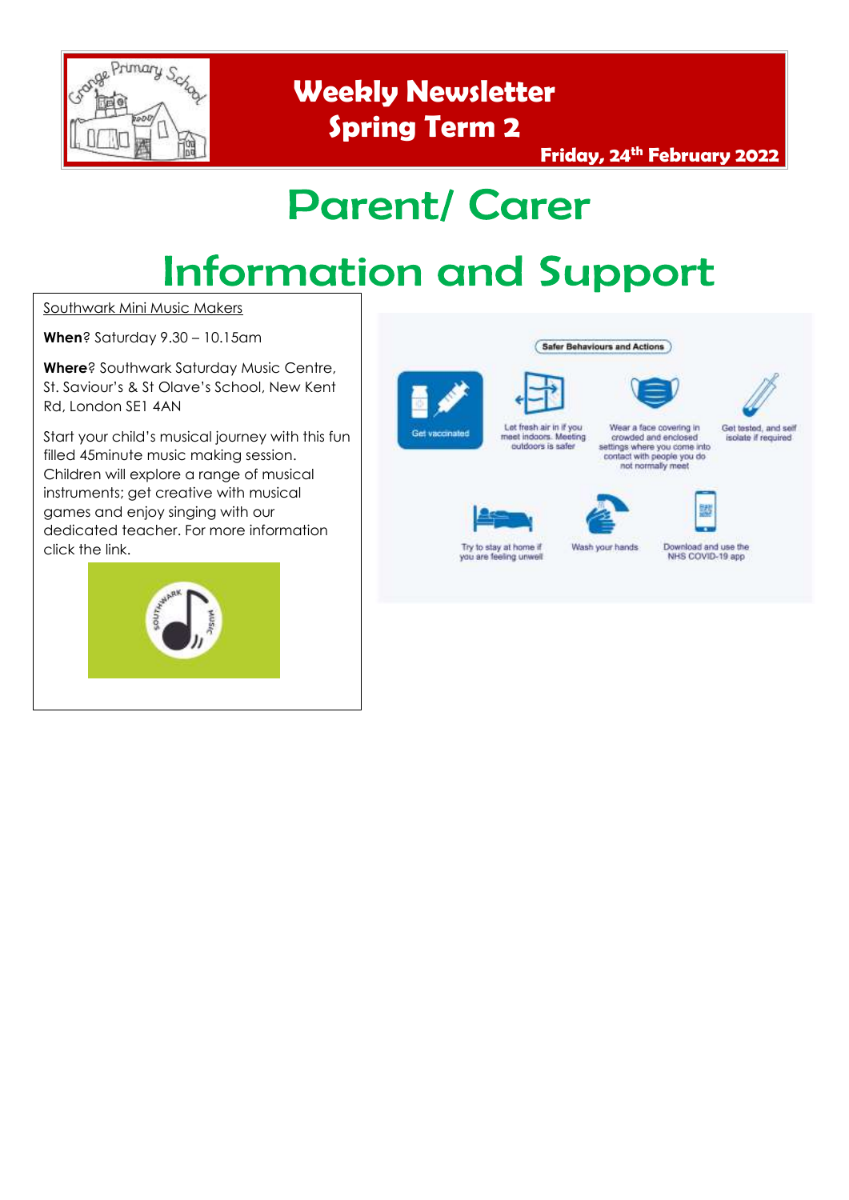# Weekly Newsletter Spring Term 2

**Friday, 24th February 2022**

# Parent/ Carer Information and Support

## Southwark Mini Music Makers

**When**? Saturday 9.30 – 10.15am

**Where**? Southwark Saturday Music Centre, St. Saviour's & St Olave's School, New Kent Rd, London SE1 4AN

Start your child's musical journey with this fun filled 45minute music making session. Children will explore a range of musical instruments; get creative with musical games and enjoy singing with our dedicated teacher. For more information click the link.

Safer Behaviours and Actions

Get vaccinated

Let fresh air in if you meet indoors. Meeting outdoors is safer

Wear a face covering in crowded and enclosed settings where you come into contact with people you do not normally meet

Get tested, and self isolate if required

Try to stay at home if you are feeling unwell

Wash your hands

Download and use the NHS COVID-19 app